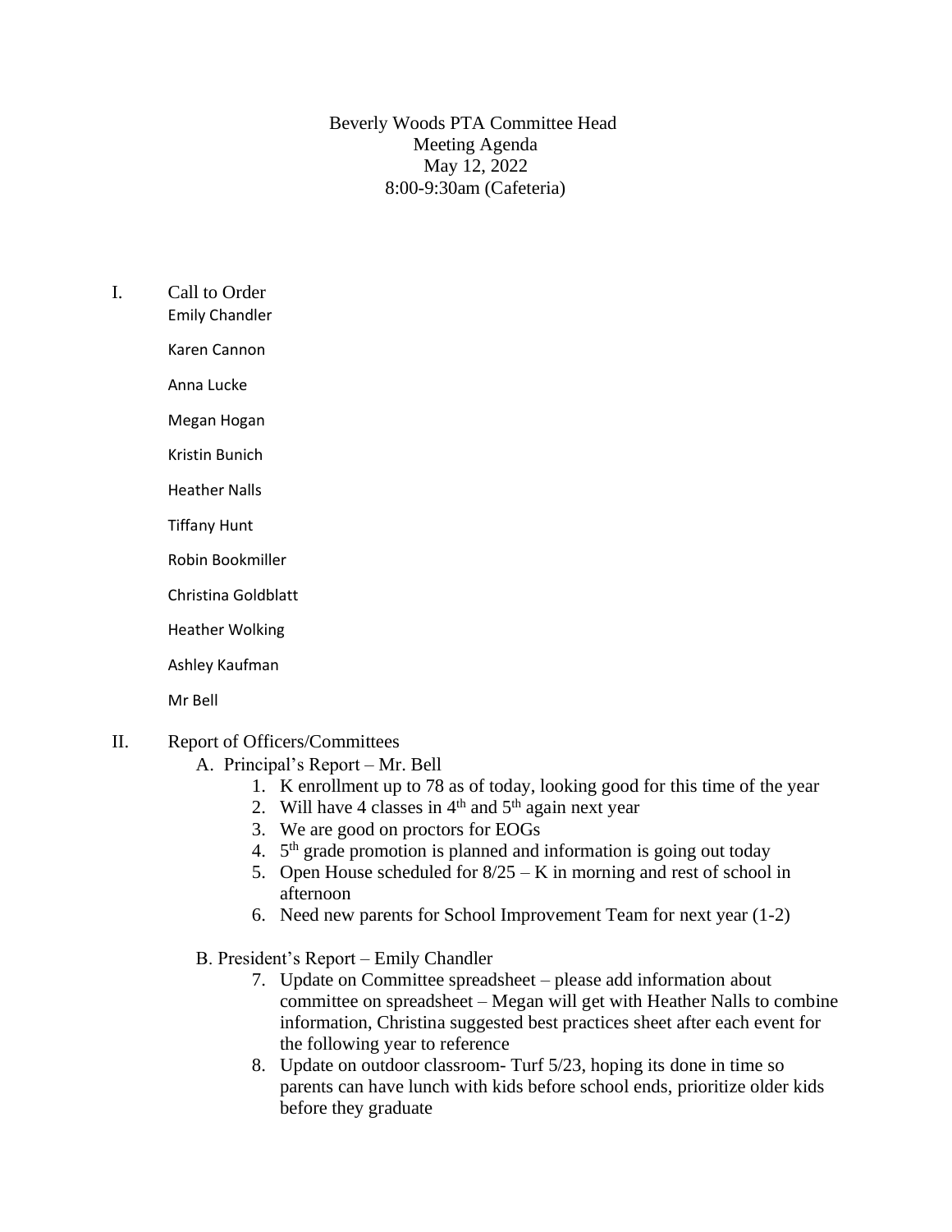Beverly Woods PTA Committee Head
Meeting Agenda
May 12, 2022
8:00-9:30am (Cafeteria)

I. Call to Order

Emily Chandler

Karen Cannon

Anna Lucke

Megan Hogan

Kristin Bunich

Heather Nalls

Tiffany Hunt

Robin Bookmiller

Christina Goldblatt

Heather Wolking

Ashley Kaufman

Mr Bell

II. Report of Officers/Committees

A. Principal's Report – Mr. Bell

1. K enrollment up to 78 as of today, looking good for this time of the year
2. Will have 4 classes in 4th and 5th again next year
3. We are good on proctors for EOGs
4. 5th grade promotion is planned and information is going out today
5. Open House scheduled for 8/25 – K in morning and rest of school in afternoon
6. Need new parents for School Improvement Team for next year (1-2)

B. President's Report – Emily Chandler

7. Update on Committee spreadsheet – please add information about committee on spreadsheet – Megan will get with Heather Nalls to combine information, Christina suggested best practices sheet after each event for the following year to reference
8. Update on outdoor classroom- Turf 5/23, hoping its done in time so parents can have lunch with kids before school ends, prioritize older kids before they graduate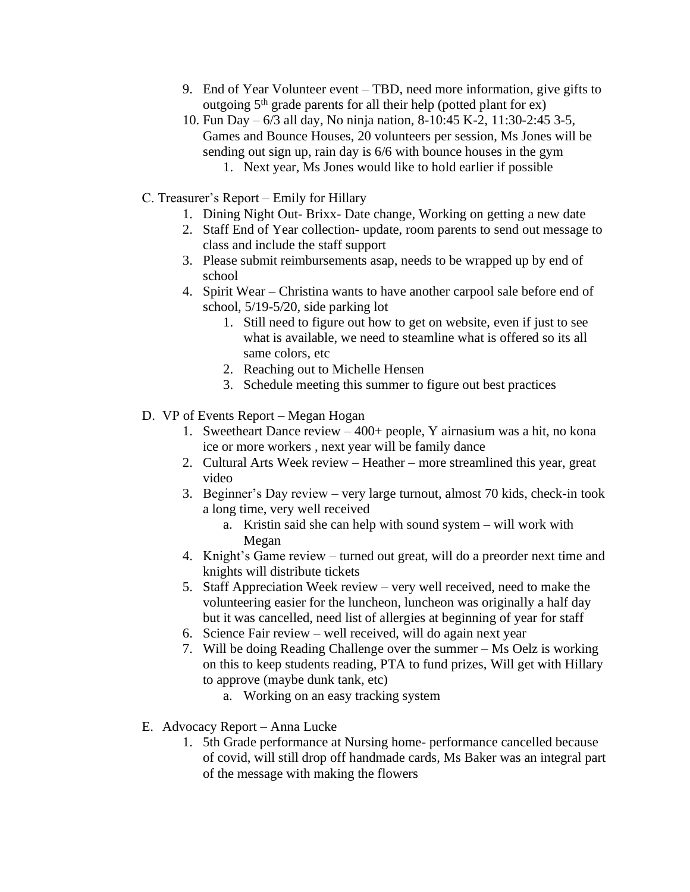9. End of Year Volunteer event – TBD, need more information, give gifts to outgoing 5th grade parents for all their help (potted plant for ex)
10. Fun Day – 6/3 all day, No ninja nation, 8-10:45 K-2, 11:30-2:45 3-5, Games and Bounce Houses, 20 volunteers per session, Ms Jones will be sending out sign up, rain day is 6/6 with bounce houses in the gym
    1. Next year, Ms Jones would like to hold earlier if possible

C. Treasurer's Report – Emily for Hillary

1. Dining Night Out- Brixx- Date change, Working on getting a new date
2. Staff End of Year collection- update, room parents to send out message to class and include the staff support
3. Please submit reimbursements asap, needs to be wrapped up by end of school
4. Spirit Wear – Christina wants to have another carpool sale before end of school, 5/19-5/20, side parking lot
    1. Still need to figure out how to get on website, even if just to see what is available, we need to steamline what is offered so its all same colors, etc
    2. Reaching out to Michelle Hensen
    3. Schedule meeting this summer to figure out best practices

D. VP of Events Report – Megan Hogan

1. Sweetheart Dance review – 400+ people, Y airnasium was a hit, no kona ice or more workers , next year will be family dance
2. Cultural Arts Week review – Heather – more streamlined this year, great video
3. Beginner's Day review – very large turnout, almost 70 kids, check-in took a long time, very well received
    a. Kristin said she can help with sound system – will work with Megan
4. Knight's Game review – turned out great, will do a preorder next time and knights will distribute tickets
5. Staff Appreciation Week review – very well received, need to make the volunteering easier for the luncheon, luncheon was originally a half day but it was cancelled, need list of allergies at beginning of year for staff
6. Science Fair review – well received, will do again next year
7. Will be doing Reading Challenge over the summer – Ms Oelz is working on this to keep students reading, PTA to fund prizes, Will get with Hillary to approve (maybe dunk tank, etc)
    a. Working on an easy tracking system

E. Advocacy Report – Anna Lucke

1. 5th Grade performance at Nursing home- performance cancelled because of covid, will still drop off handmade cards, Ms Baker was an integral part of the message with making the flowers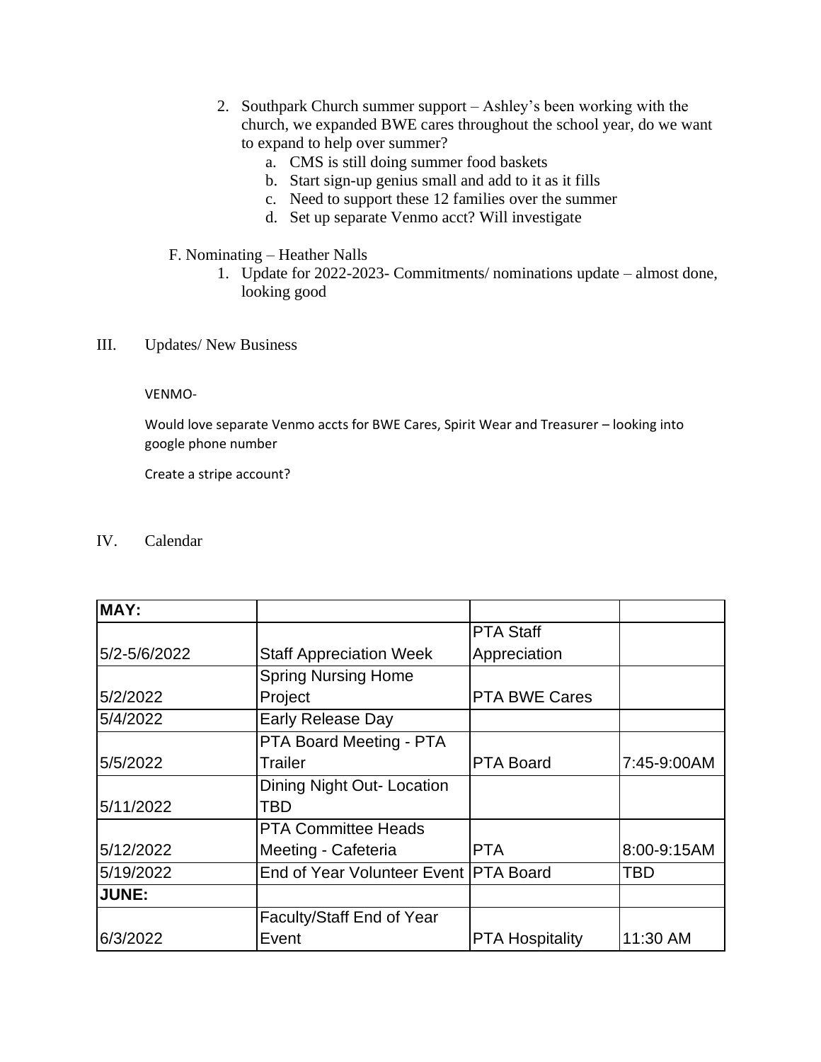2. Southpark Church summer support – Ashley's been working with the church, we expanded BWE cares throughout the school year, do we want to expand to help over summer?
    a. CMS is still doing summer food baskets
    b. Start sign-up genius small and add to it as it fills
    c. Need to support these 12 families over the summer
    d. Set up separate Venmo acct? Will investigate

F. Nominating – Heather Nalls

1. Update for 2022-2023- Commitments/ nominations update – almost done, looking good

III. Updates/ New Business

VENMO-

Would love separate Venmo accts for BWE Cares, Spirit Wear and Treasurer – looking into google phone number

Create a stripe account?

IV. Calendar

| MAY: | | | |
|---|---|---|---|
| 5/2-5/6/2022 | Staff Appreciation Week | PTA Staff Appreciation | |
| 5/2/2022 | Spring Nursing Home Project | PTA BWE Cares | |
| 5/4/2022 | Early Release Day | | |
| 5/5/2022 | PTA Board Meeting - PTA Trailer | PTA Board | 7:45-9:00AM |
| 5/11/2022 | Dining Night Out- Location TBD | | |
| 5/12/2022 | PTA Committee Heads Meeting - Cafeteria | PTA | 8:00-9:15AM |
| 5/19/2022 | End of Year Volunteer Event | PTA Board | TBD |
| JUNE: | | | |
| 6/3/2022 | Faculty/Staff End of Year Event | PTA Hospitality | 11:30 AM |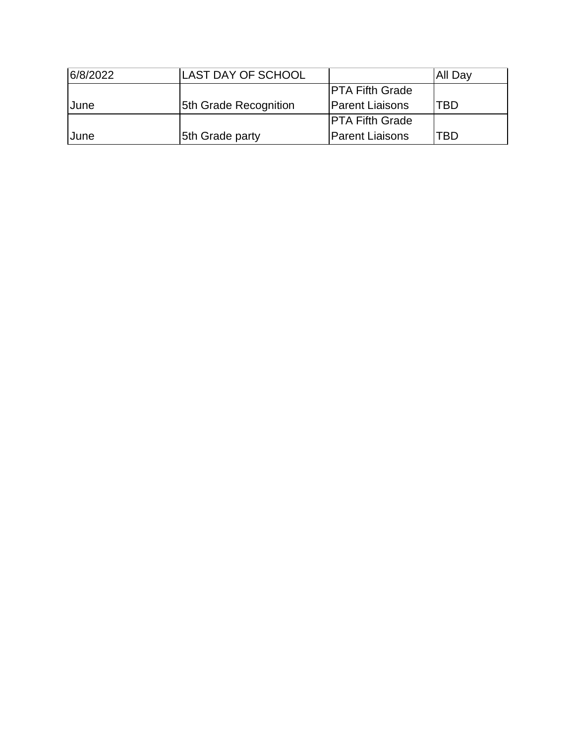| | | | |
|---|---|---|---|
| 6/8/2022 | LAST DAY OF SCHOOL | | All Day |
| June | 5th Grade Recognition | PTA Fifth Grade Parent Liaisons | TBD |
| June | 5th Grade party | PTA Fifth Grade Parent Liaisons | TBD |